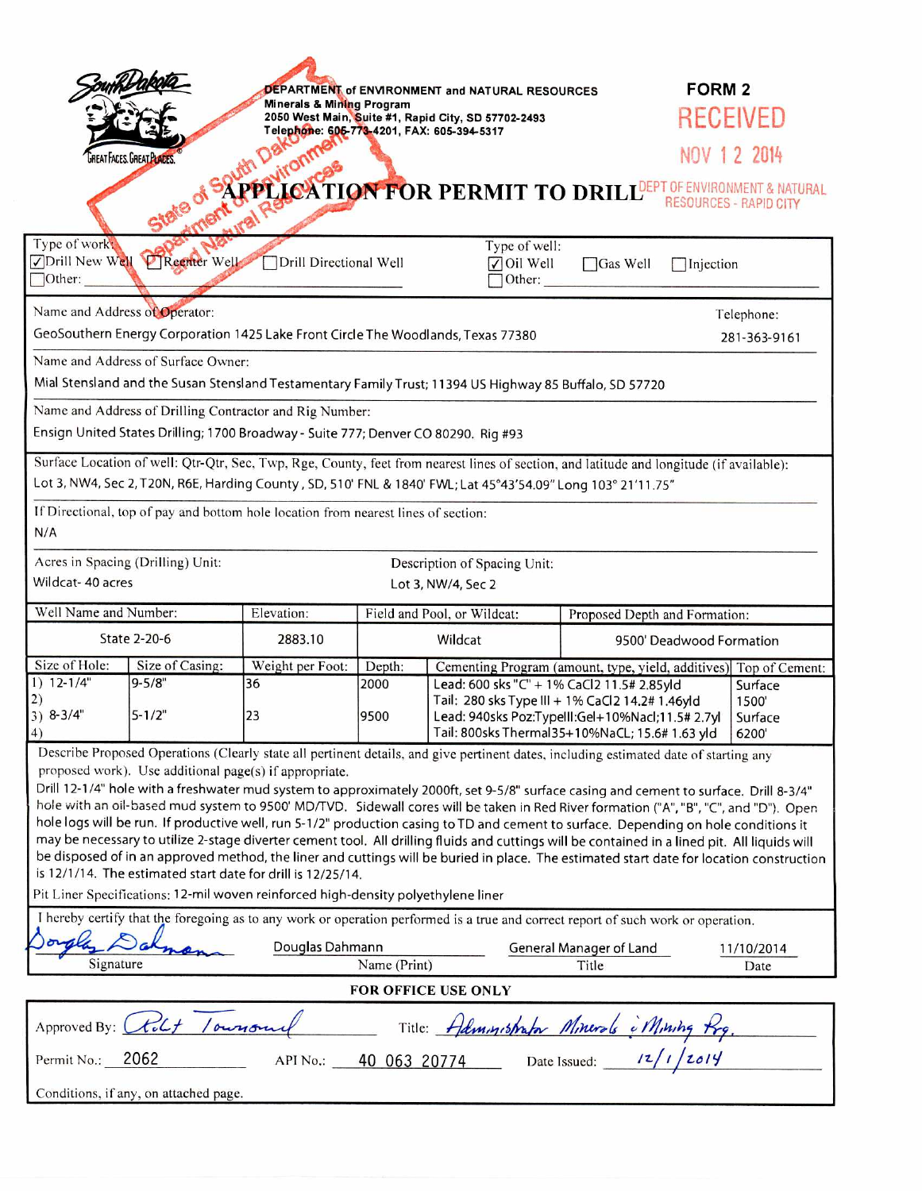DEPARTMENT of ENVIRONMENT and NATURAL RESOURCES
Minerals & Mining Program
2050 West Main, Suite #1, Rapid City, SD 57702-2493
Telephone: 605-773-4201, FAX: 605-394-5317

**FORM 2**

RECEIVED
NOV 12 2014
DEPT OF ENVIRONMENT & NATURAL RESOURCES - RAPID CITY

State of South Dakota Department of Environment and Natural Resources

# APPLICATION FOR PERMIT TO DRILL

Type of work: ☑ Drill New Well ☐ Reenter Well ☐ Drill Directional Well ☐ Other:

Type of well: ☑ Oil Well ☐ Gas Well ☐ Injection ☐ Other:

Name and Address of Operator:
GeoSouthern Energy Corporation 1425 Lake Front Circle The Woodlands, Texas 77380

Telephone: 281-363-9161

Name and Address of Surface Owner:
Mial Stensland and the Susan Stensland Testamentary Family Trust; 11394 US Highway 85 Buffalo, SD 57720

Name and Address of Drilling Contractor and Rig Number:
Ensign United States Drilling; 1700 Broadway - Suite 777; Denver CO 80290. Rig #93

Surface Location of well: Qtr-Qtr, Sec, Twp, Rge, County, feet from nearest lines of section, and latitude and longitude (if available):
Lot 3, NW4, Sec 2, T20N, R6E, Harding County, SD, 510' FNL & 1840' FWL; Lat 45°43'54.09" Long 103° 21'11.75"

If Directional, top of pay and bottom hole location from nearest lines of section:
N/A

Acres in Spacing (Drilling) Unit: Wildcat- 40 acres

Description of Spacing Unit: Lot 3, NW/4, Sec 2

| Well Name and Number: | Elevation: | Field and Pool, or Wildcat: | Proposed Depth and Formation: |
|---|---|---|---|
| State 2-20-6 | 2883.10 | Wildcat | 9500' Deadwood Formation |

| Size of Hole: | Size of Casing: | Weight per Foot: | Depth: | Cementing Program (amount, type, yield, additives) | Top of Cement: |
|---|---|---|---|---|---|
| 1) 12-1/4" | 9-5/8" | 36 | 2000 | Lead: 600 sks "C" + 1% CaCl2 11.5# 2.85yld | Surface |
| 2) | | | | Tail: 280 sks Type III + 1% CaCl2 14.2# 1.46yld | 1500' |
| 3) 8-3/4" | 5-1/2" | 23 | 9500 | Lead: 940sks Poz:TypeIII:Gel+10%Nacl;11.5# 2.7yl | Surface |
| 4) | | | | Tail: 800sks Thermal35+10%NaCL; 15.6# 1.63 yld | 6200' |

Describe Proposed Operations (Clearly state all pertinent details, and give pertinent dates, including estimated date of starting any proposed work). Use additional page(s) if appropriate.

Drill 12-1/4" hole with a freshwater mud system to approximately 2000ft, set 9-5/8" surface casing and cement to surface. Drill 8-3/4" hole with an oil-based mud system to 9500' MD/TVD. Sidewall cores will be taken in Red River formation ("A", "B", "C", and "D"). Open hole logs will be run. If productive well, run 5-1/2" production casing to TD and cement to surface. Depending on hole conditions it may be necessary to utilize 2-stage diverter cement tool. All drilling fluids and cuttings will be contained in a lined pit. All liquids will be disposed of in an approved method, the liner and cuttings will be buried in place. The estimated start date for location construction is 12/1/14. The estimated start date for drill is 12/25/14.

Pit Liner Specifications: 12-mil woven reinforced high-density polyethylene liner

I hereby certify that the foregoing as to any work or operation performed is a true and correct report of such work or operation.

| Signature | Name (Print) | Title | Date |
|---|---|---|---|
| Douglas Dahmann | Douglas Dahmann | General Manager of Land | 11/10/2014 |

**FOR OFFICE USE ONLY**

Approved By: Robt Townsend  Title: Administrator Minerals & Mining Prg.

Permit No.: 2062  API No.: 40 063 20774  Date Issued: 12/1/2014

Conditions, if any, on attached page.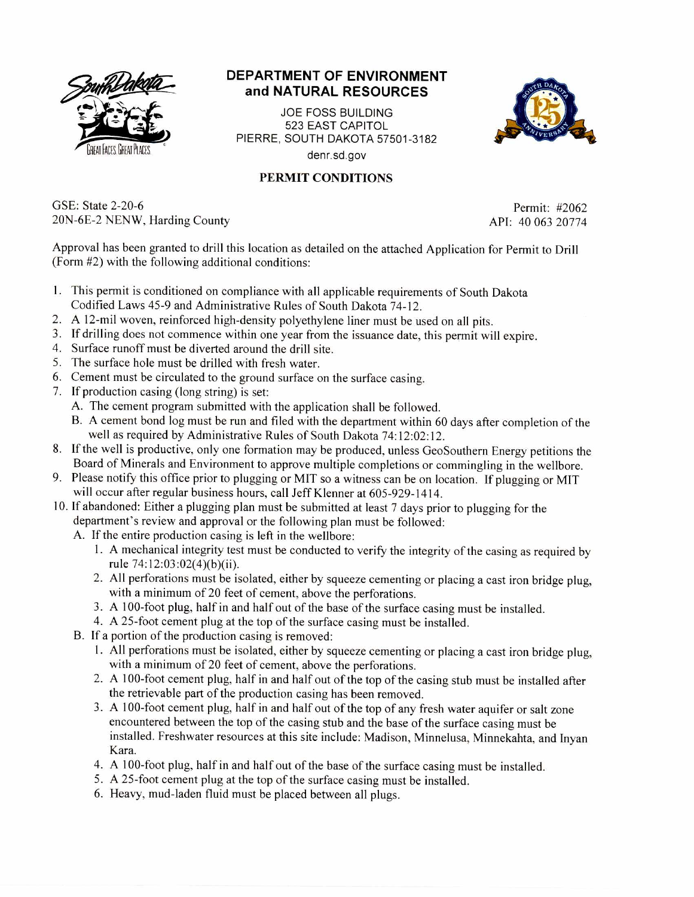# DEPARTMENT OF ENVIRONMENT and NATURAL RESOURCES

JOE FOSS BUILDING
523 EAST CAPITOL
PIERRE, SOUTH DAKOTA 57501-3182
denr.sd.gov

## PERMIT CONDITIONS

GSE: State 2-20-6
20N-6E-2 NENW, Harding County

Permit: #2062
API: 40 063 20774

Approval has been granted to drill this location as detailed on the attached Application for Permit to Drill (Form #2) with the following additional conditions:

1. This permit is conditioned on compliance with all applicable requirements of South Dakota Codified Laws 45-9 and Administrative Rules of South Dakota 74-12.
2. A 12-mil woven, reinforced high-density polyethylene liner must be used on all pits.
3. If drilling does not commence within one year from the issuance date, this permit will expire.
4. Surface runoff must be diverted around the drill site.
5. The surface hole must be drilled with fresh water.
6. Cement must be circulated to the ground surface on the surface casing.
7. If production casing (long string) is set:
   A. The cement program submitted with the application shall be followed.
   B. A cement bond log must be run and filed with the department within 60 days after completion of the well as required by Administrative Rules of South Dakota 74:12:02:12.
8. If the well is productive, only one formation may be produced, unless GeoSouthern Energy petitions the Board of Minerals and Environment to approve multiple completions or commingling in the wellbore.
9. Please notify this office prior to plugging or MIT so a witness can be on location. If plugging or MIT will occur after regular business hours, call Jeff Klenner at 605-929-1414.
10. If abandoned: Either a plugging plan must be submitted at least 7 days prior to plugging for the department's review and approval or the following plan must be followed:
    A. If the entire production casing is left in the wellbore:
       1. A mechanical integrity test must be conducted to verify the integrity of the casing as required by rule 74:12:03:02(4)(b)(ii).
       2. All perforations must be isolated, either by squeeze cementing or placing a cast iron bridge plug, with a minimum of 20 feet of cement, above the perforations.
       3. A 100-foot plug, half in and half out of the base of the surface casing must be installed.
       4. A 25-foot cement plug at the top of the surface casing must be installed.
    B. If a portion of the production casing is removed:
       1. All perforations must be isolated, either by squeeze cementing or placing a cast iron bridge plug, with a minimum of 20 feet of cement, above the perforations.
       2. A 100-foot cement plug, half in and half out of the top of the casing stub must be installed after the retrievable part of the production casing has been removed.
       3. A 100-foot cement plug, half in and half out of the top of any fresh water aquifer or salt zone encountered between the top of the casing stub and the base of the surface casing must be installed. Freshwater resources at this site include: Madison, Minnelusa, Minnekahta, and Inyan Kara.
       4. A 100-foot plug, half in and half out of the base of the surface casing must be installed.
       5. A 25-foot cement plug at the top of the surface casing must be installed.
       6. Heavy, mud-laden fluid must be placed between all plugs.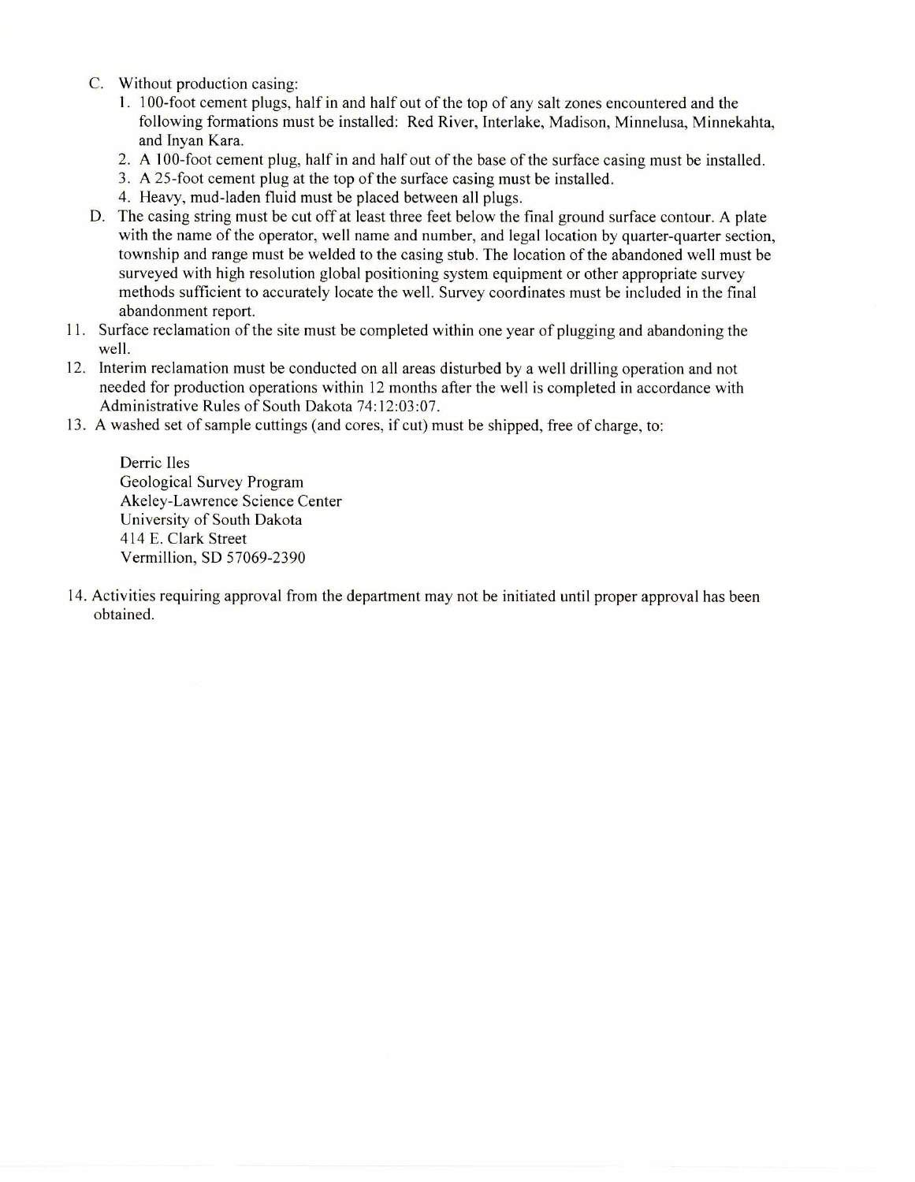C. Without production casing:
   1. 100-foot cement plugs, half in and half out of the top of any salt zones encountered and the following formations must be installed: Red River, Interlake, Madison, Minnelusa, Minnekahta, and Inyan Kara.
   2. A 100-foot cement plug, half in and half out of the base of the surface casing must be installed.
   3. A 25-foot cement plug at the top of the surface casing must be installed.
   4. Heavy, mud-laden fluid must be placed between all plugs.

D. The casing string must be cut off at least three feet below the final ground surface contour. A plate with the name of the operator, well name and number, and legal location by quarter-quarter section, township and range must be welded to the casing stub. The location of the abandoned well must be surveyed with high resolution global positioning system equipment or other appropriate survey methods sufficient to accurately locate the well. Survey coordinates must be included in the final abandonment report.

11. Surface reclamation of the site must be completed within one year of plugging and abandoning the well.
12. Interim reclamation must be conducted on all areas disturbed by a well drilling operation and not needed for production operations within 12 months after the well is completed in accordance with Administrative Rules of South Dakota 74:12:03:07.
13. A washed set of sample cuttings (and cores, if cut) must be shipped, free of charge, to:

    Derric Iles
    Geological Survey Program
    Akeley-Lawrence Science Center
    University of South Dakota
    414 E. Clark Street
    Vermillion, SD 57069-2390

14. Activities requiring approval from the department may not be initiated until proper approval has been obtained.